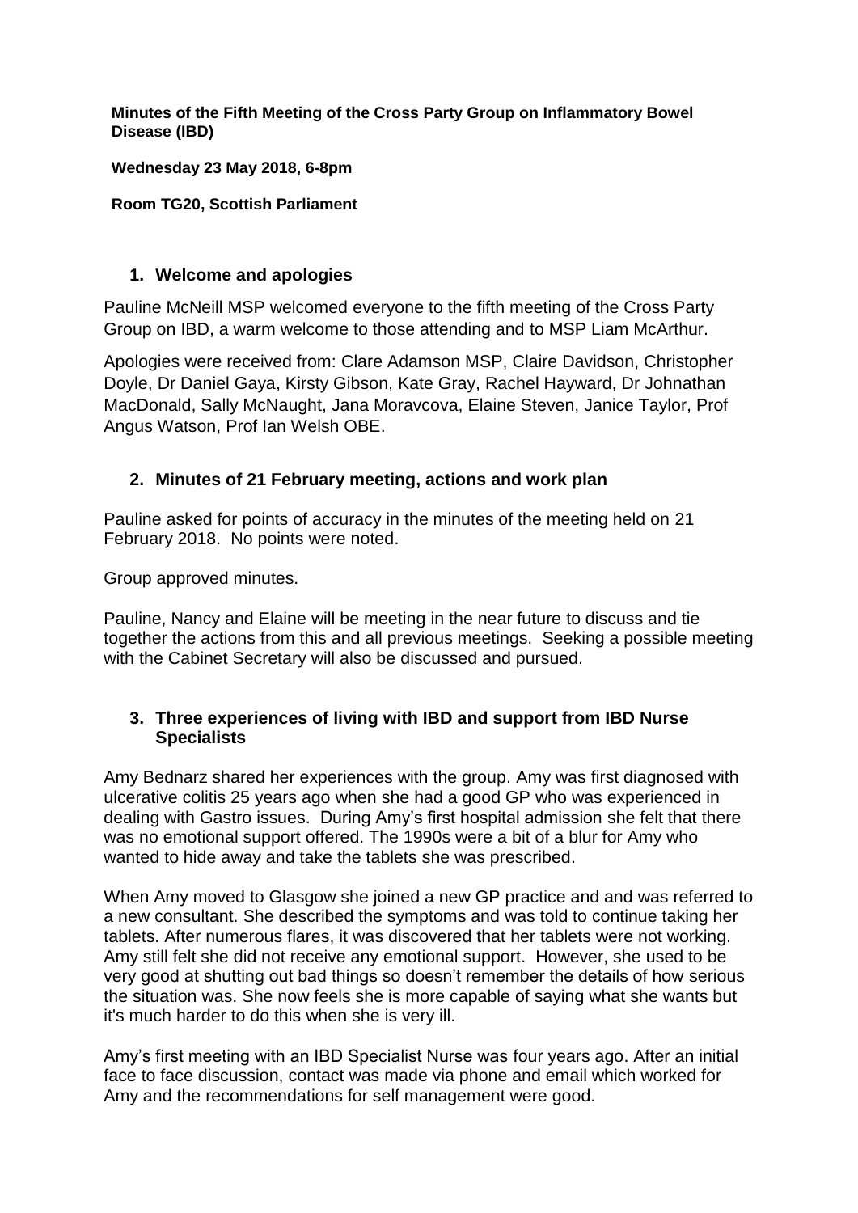**Minutes of the Fifth Meeting of the Cross Party Group on Inflammatory Bowel Disease (IBD)**

**Wednesday 23 May 2018, 6-8pm**

**Room TG20, Scottish Parliament**

## 1. Welcome and apologies

Pauline McNeill MSP welcomed everyone to the fifth meeting of the Cross Party Group on IBD, a warm welcome to those attending and to MSP Liam McArthur.

Apologies were received from: Clare Adamson MSP, Claire Davidson, Christopher Doyle, Dr Daniel Gaya, Kirsty Gibson, Kate Gray, Rachel Hayward, Dr Johnathan MacDonald, Sally McNaught, Jana Moravcova, Elaine Steven, Janice Taylor, Prof Angus Watson, Prof Ian Welsh OBE.

## 2. Minutes of 21 February meeting, actions and work plan

Pauline asked for points of accuracy in the minutes of the meeting held on 21 February 2018. No points were noted.

Group approved minutes.

Pauline, Nancy and Elaine will be meeting in the near future to discuss and tie together the actions from this and all previous meetings. Seeking a possible meeting with the Cabinet Secretary will also be discussed and pursued.

## 3. Three experiences of living with IBD and support from IBD Nurse Specialists

Amy Bednarz shared her experiences with the group. Amy was first diagnosed with ulcerative colitis 25 years ago when she had a good GP who was experienced in dealing with Gastro issues. During Amy's first hospital admission she felt that there was no emotional support offered. The 1990s were a bit of a blur for Amy who wanted to hide away and take the tablets she was prescribed.

When Amy moved to Glasgow she joined a new GP practice and and was referred to a new consultant. She described the symptoms and was told to continue taking her tablets. After numerous flares, it was discovered that her tablets were not working. Amy still felt she did not receive any emotional support. However, she used to be very good at shutting out bad things so doesn't remember the details of how serious the situation was. She now feels she is more capable of saying what she wants but it's much harder to do this when she is very ill.

Amy's first meeting with an IBD Specialist Nurse was four years ago. After an initial face to face discussion, contact was made via phone and email which worked for Amy and the recommendations for self management were good.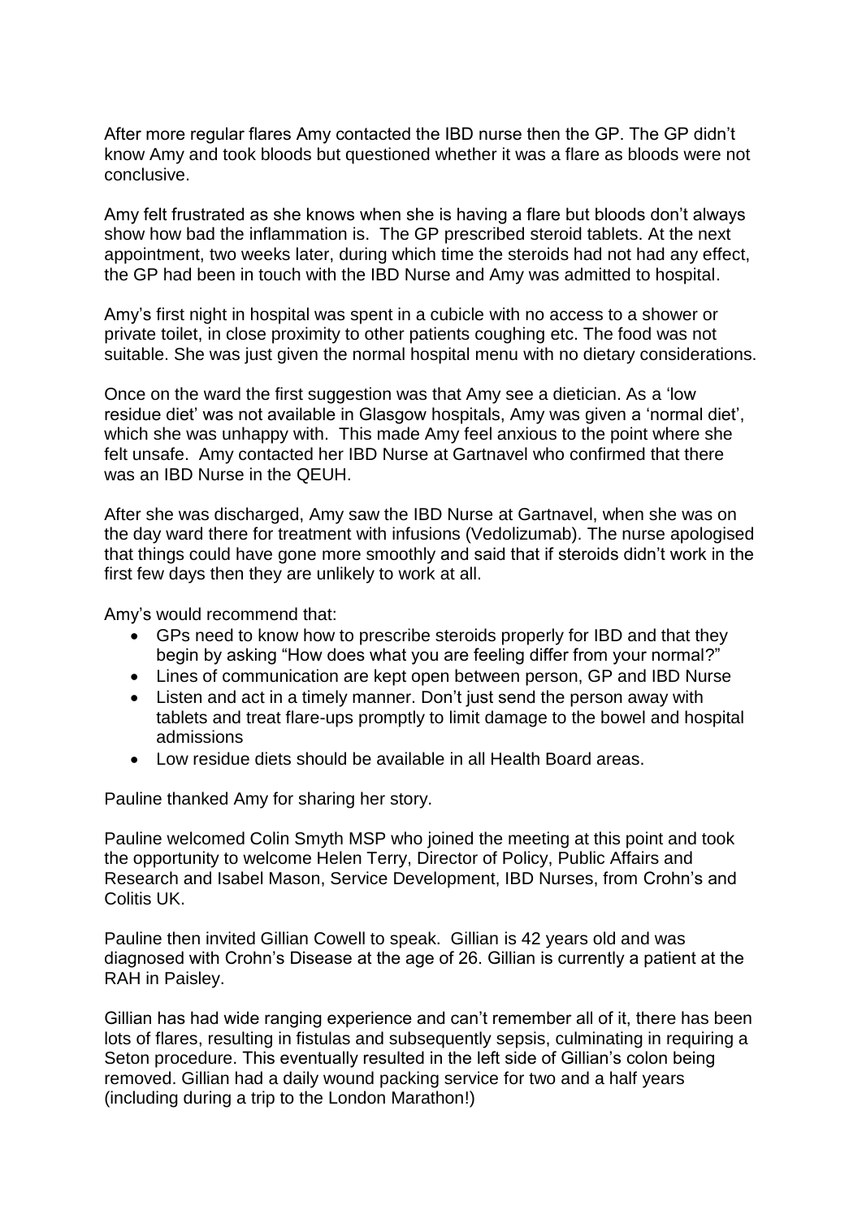After more regular flares Amy contacted the IBD nurse then the GP. The GP didn't know Amy and took bloods but questioned whether it was a flare as bloods were not conclusive.

Amy felt frustrated as she knows when she is having a flare but bloods don't always show how bad the inflammation is. The GP prescribed steroid tablets. At the next appointment, two weeks later, during which time the steroids had not had any effect, the GP had been in touch with the IBD Nurse and Amy was admitted to hospital.

Amy's first night in hospital was spent in a cubicle with no access to a shower or private toilet, in close proximity to other patients coughing etc. The food was not suitable. She was just given the normal hospital menu with no dietary considerations.

Once on the ward the first suggestion was that Amy see a dietician. As a 'low residue diet' was not available in Glasgow hospitals, Amy was given a 'normal diet', which she was unhappy with. This made Amy feel anxious to the point where she felt unsafe. Amy contacted her IBD Nurse at Gartnavel who confirmed that there was an IBD Nurse in the QEUH.

After she was discharged, Amy saw the IBD Nurse at Gartnavel, when she was on the day ward there for treatment with infusions (Vedolizumab). The nurse apologised that things could have gone more smoothly and said that if steroids didn't work in the first few days then they are unlikely to work at all.

Amy's would recommend that:

- GPs need to know how to prescribe steroids properly for IBD and that they begin by asking "How does what you are feeling differ from your normal?"
- Lines of communication are kept open between person, GP and IBD Nurse
- Listen and act in a timely manner. Don't just send the person away with tablets and treat flare-ups promptly to limit damage to the bowel and hospital admissions
- Low residue diets should be available in all Health Board areas.

Pauline thanked Amy for sharing her story.

Pauline welcomed Colin Smyth MSP who joined the meeting at this point and took the opportunity to welcome Helen Terry, Director of Policy, Public Affairs and Research and Isabel Mason, Service Development, IBD Nurses, from Crohn's and Colitis UK.

Pauline then invited Gillian Cowell to speak. Gillian is 42 years old and was diagnosed with Crohn's Disease at the age of 26. Gillian is currently a patient at the RAH in Paisley.

Gillian has had wide ranging experience and can't remember all of it, there has been lots of flares, resulting in fistulas and subsequently sepsis, culminating in requiring a Seton procedure. This eventually resulted in the left side of Gillian's colon being removed. Gillian had a daily wound packing service for two and a half years (including during a trip to the London Marathon!)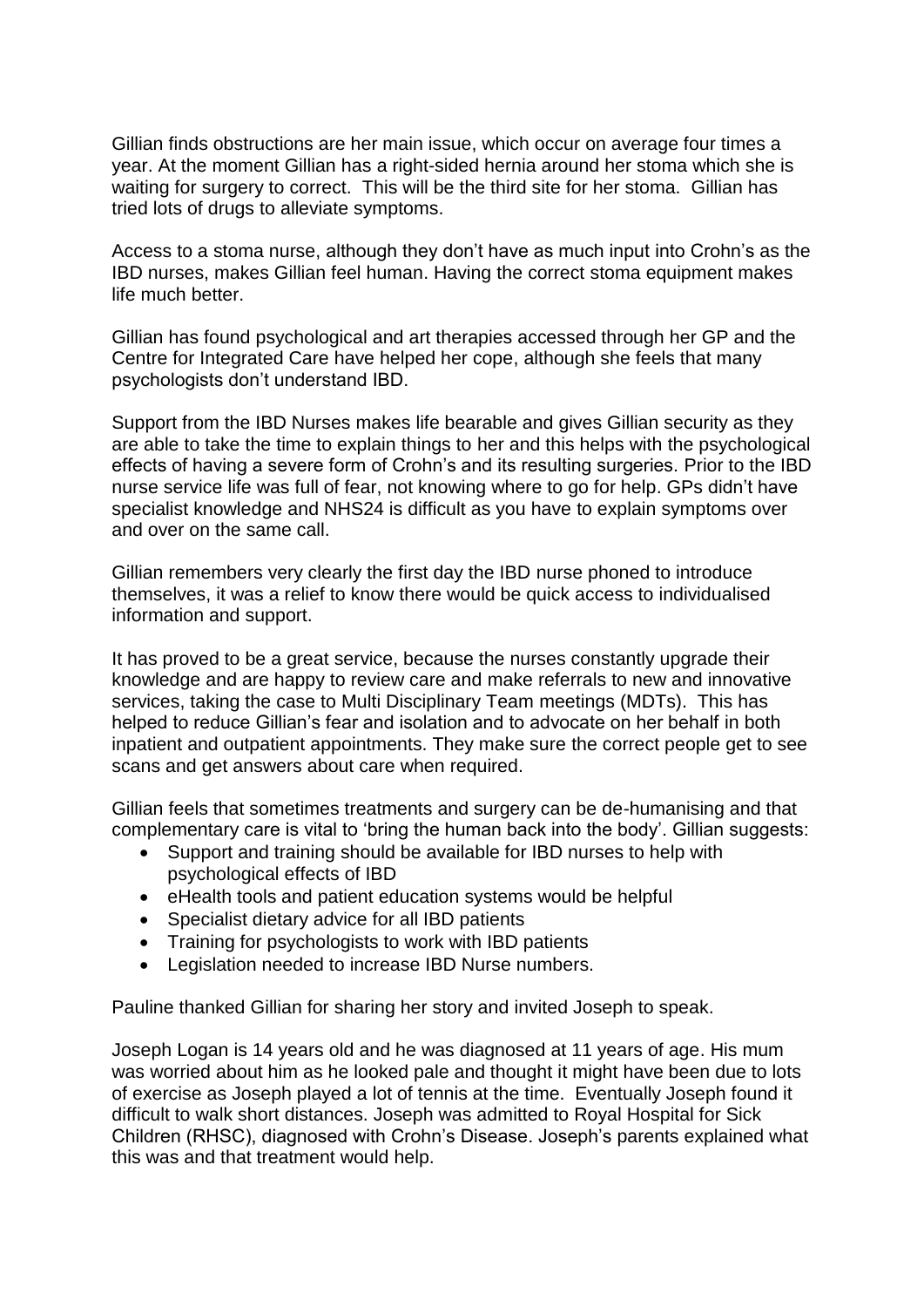Gillian finds obstructions are her main issue, which occur on average four times a year. At the moment Gillian has a right-sided hernia around her stoma which she is waiting for surgery to correct. This will be the third site for her stoma. Gillian has tried lots of drugs to alleviate symptoms.

Access to a stoma nurse, although they don't have as much input into Crohn's as the IBD nurses, makes Gillian feel human. Having the correct stoma equipment makes life much better.

Gillian has found psychological and art therapies accessed through her GP and the Centre for Integrated Care have helped her cope, although she feels that many psychologists don't understand IBD.

Support from the IBD Nurses makes life bearable and gives Gillian security as they are able to take the time to explain things to her and this helps with the psychological effects of having a severe form of Crohn's and its resulting surgeries. Prior to the IBD nurse service life was full of fear, not knowing where to go for help. GPs didn't have specialist knowledge and NHS24 is difficult as you have to explain symptoms over and over on the same call.

Gillian remembers very clearly the first day the IBD nurse phoned to introduce themselves, it was a relief to know there would be quick access to individualised information and support.

It has proved to be a great service, because the nurses constantly upgrade their knowledge and are happy to review care and make referrals to new and innovative services, taking the case to Multi Disciplinary Team meetings (MDTs). This has helped to reduce Gillian's fear and isolation and to advocate on her behalf in both inpatient and outpatient appointments. They make sure the correct people get to see scans and get answers about care when required.

Gillian feels that sometimes treatments and surgery can be de-humanising and that complementary care is vital to 'bring the human back into the body'. Gillian suggests:

- Support and training should be available for IBD nurses to help with psychological effects of IBD
- eHealth tools and patient education systems would be helpful
- Specialist dietary advice for all IBD patients
- Training for psychologists to work with IBD patients
- Legislation needed to increase IBD Nurse numbers.

Pauline thanked Gillian for sharing her story and invited Joseph to speak.

Joseph Logan is 14 years old and he was diagnosed at 11 years of age. His mum was worried about him as he looked pale and thought it might have been due to lots of exercise as Joseph played a lot of tennis at the time. Eventually Joseph found it difficult to walk short distances. Joseph was admitted to Royal Hospital for Sick Children (RHSC), diagnosed with Crohn's Disease. Joseph's parents explained what this was and that treatment would help.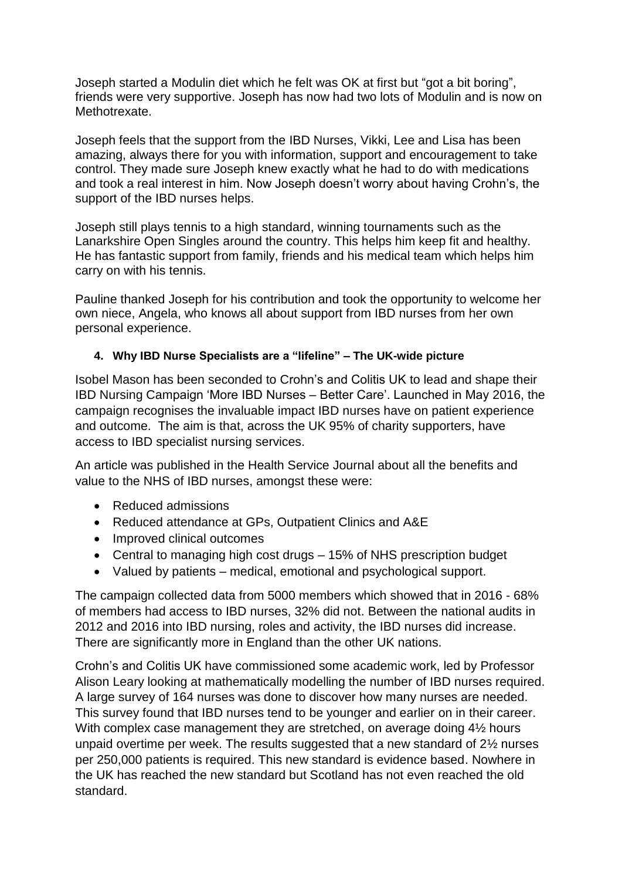Joseph started a Modulin diet which he felt was OK at first but "got a bit boring", friends were very supportive. Joseph has now had two lots of Modulin and is now on Methotrexate.

Joseph feels that the support from the IBD Nurses, Vikki, Lee and Lisa has been amazing, always there for you with information, support and encouragement to take control. They made sure Joseph knew exactly what he had to do with medications and took a real interest in him. Now Joseph doesn't worry about having Crohn's, the support of the IBD nurses helps.

Joseph still plays tennis to a high standard, winning tournaments such as the Lanarkshire Open Singles around the country. This helps him keep fit and healthy. He has fantastic support from family, friends and his medical team which helps him carry on with his tennis.

Pauline thanked Joseph for his contribution and took the opportunity to welcome her own niece, Angela, who knows all about support from IBD nurses from her own personal experience.

#### 4. Why IBD Nurse Specialists are a "lifeline" – The UK-wide picture

Isobel Mason has been seconded to Crohn's and Colitis UK to lead and shape their IBD Nursing Campaign 'More IBD Nurses – Better Care'. Launched in May 2016, the campaign recognises the invaluable impact IBD nurses have on patient experience and outcome. The aim is that, across the UK 95% of charity supporters, have access to IBD specialist nursing services.

An article was published in the Health Service Journal about all the benefits and value to the NHS of IBD nurses, amongst these were:

- Reduced admissions
- Reduced attendance at GPs, Outpatient Clinics and A&E
- Improved clinical outcomes
- Central to managing high cost drugs – 15% of NHS prescription budget
- Valued by patients – medical, emotional and psychological support.

The campaign collected data from 5000 members which showed that in 2016 - 68% of members had access to IBD nurses, 32% did not. Between the national audits in 2012 and 2016 into IBD nursing, roles and activity, the IBD nurses did increase. There are significantly more in England than the other UK nations.

Crohn's and Colitis UK have commissioned some academic work, led by Professor Alison Leary looking at mathematically modelling the number of IBD nurses required. A large survey of 164 nurses was done to discover how many nurses are needed. This survey found that IBD nurses tend to be younger and earlier on in their career. With complex case management they are stretched, on average doing 4½ hours unpaid overtime per week. The results suggested that a new standard of 2½ nurses per 250,000 patients is required. This new standard is evidence based. Nowhere in the UK has reached the new standard but Scotland has not even reached the old standard.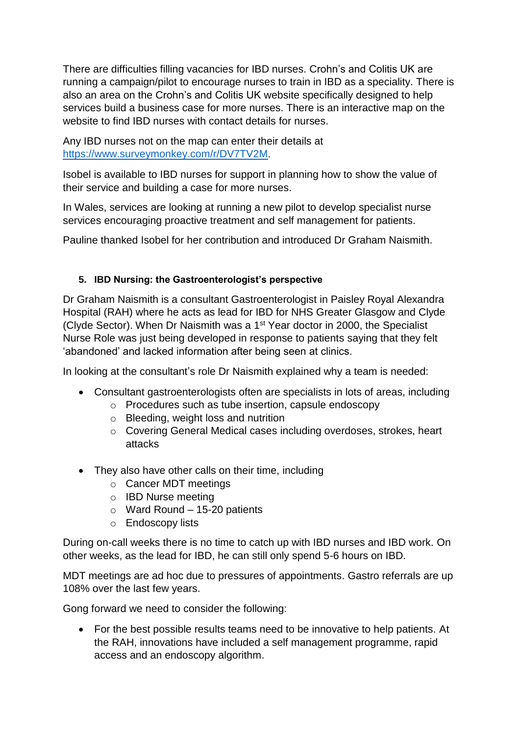There are difficulties filling vacancies for IBD nurses. Crohn's and Colitis UK are running a campaign/pilot to encourage nurses to train in IBD as a speciality. There is also an area on the Crohn's and Colitis UK website specifically designed to help services build a business case for more nurses. There is an interactive map on the website to find IBD nurses with contact details for nurses.

Any IBD nurses not on the map can enter their details at https://www.surveymonkey.com/r/DV7TV2M.

Isobel is available to IBD nurses for support in planning how to show the value of their service and building a case for more nurses.

In Wales, services are looking at running a new pilot to develop specialist nurse services encouraging proactive treatment and self management for patients.

Pauline thanked Isobel for her contribution and introduced Dr Graham Naismith.

## 5. IBD Nursing: the Gastroenterologist's perspective

Dr Graham Naismith is a consultant Gastroenterologist in Paisley Royal Alexandra Hospital (RAH) where he acts as lead for IBD for NHS Greater Glasgow and Clyde (Clyde Sector). When Dr Naismith was a 1st Year doctor in 2000, the Specialist Nurse Role was just being developed in response to patients saying that they felt 'abandoned' and lacked information after being seen at clinics.

In looking at the consultant's role Dr Naismith explained why a team is needed:

- Consultant gastroenterologists often are specialists in lots of areas, including
  - Procedures such as tube insertion, capsule endoscopy
  - Bleeding, weight loss and nutrition
  - Covering General Medical cases including overdoses, strokes, heart attacks
- They also have other calls on their time, including
  - Cancer MDT meetings
  - IBD Nurse meeting
  - Ward Round – 15-20 patients
  - Endoscopy lists

During on-call weeks there is no time to catch up with IBD nurses and IBD work. On other weeks, as the lead for IBD, he can still only spend 5-6 hours on IBD.

MDT meetings are ad hoc due to pressures of appointments. Gastro referrals are up 108% over the last few years.

Gong forward we need to consider the following:

- For the best possible results teams need to be innovative to help patients. At the RAH, innovations have included a self management programme, rapid access and an endoscopy algorithm.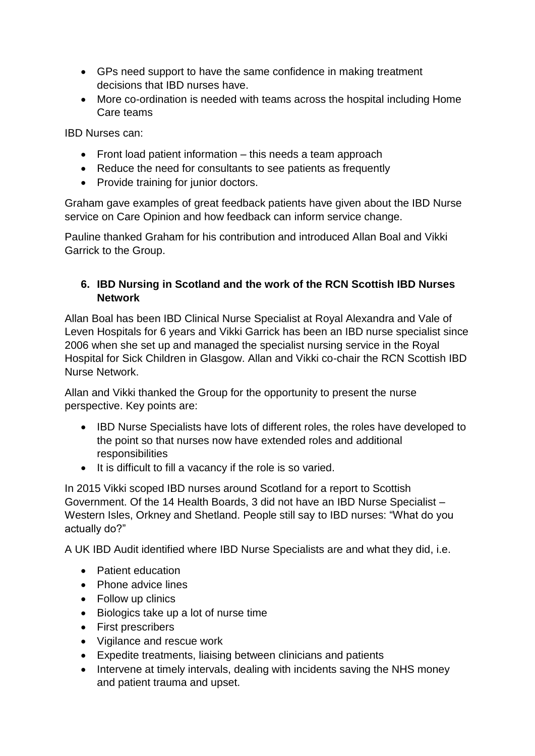- GPs need support to have the same confidence in making treatment decisions that IBD nurses have.
- More co-ordination is needed with teams across the hospital including Home Care teams

IBD Nurses can:

- Front load patient information – this needs a team approach
- Reduce the need for consultants to see patients as frequently
- Provide training for junior doctors.

Graham gave examples of great feedback patients have given about the IBD Nurse service on Care Opinion and how feedback can inform service change.

Pauline thanked Graham for his contribution and introduced Allan Boal and Vikki Garrick to the Group.

## 6. IBD Nursing in Scotland and the work of the RCN Scottish IBD Nurses Network

Allan Boal has been IBD Clinical Nurse Specialist at Royal Alexandra and Vale of Leven Hospitals for 6 years and Vikki Garrick has been an IBD nurse specialist since 2006 when she set up and managed the specialist nursing service in the Royal Hospital for Sick Children in Glasgow. Allan and Vikki co-chair the RCN Scottish IBD Nurse Network.

Allan and Vikki thanked the Group for the opportunity to present the nurse perspective. Key points are:

- IBD Nurse Specialists have lots of different roles, the roles have developed to the point so that nurses now have extended roles and additional responsibilities
- It is difficult to fill a vacancy if the role is so varied.

In 2015 Vikki scoped IBD nurses around Scotland for a report to Scottish Government. Of the 14 Health Boards, 3 did not have an IBD Nurse Specialist – Western Isles, Orkney and Shetland. People still say to IBD nurses: "What do you actually do?"

A UK IBD Audit identified where IBD Nurse Specialists are and what they did, i.e.

- Patient education
- Phone advice lines
- Follow up clinics
- Biologics take up a lot of nurse time
- First prescribers
- Vigilance and rescue work
- Expedite treatments, liaising between clinicians and patients
- Intervene at timely intervals, dealing with incidents saving the NHS money and patient trauma and upset.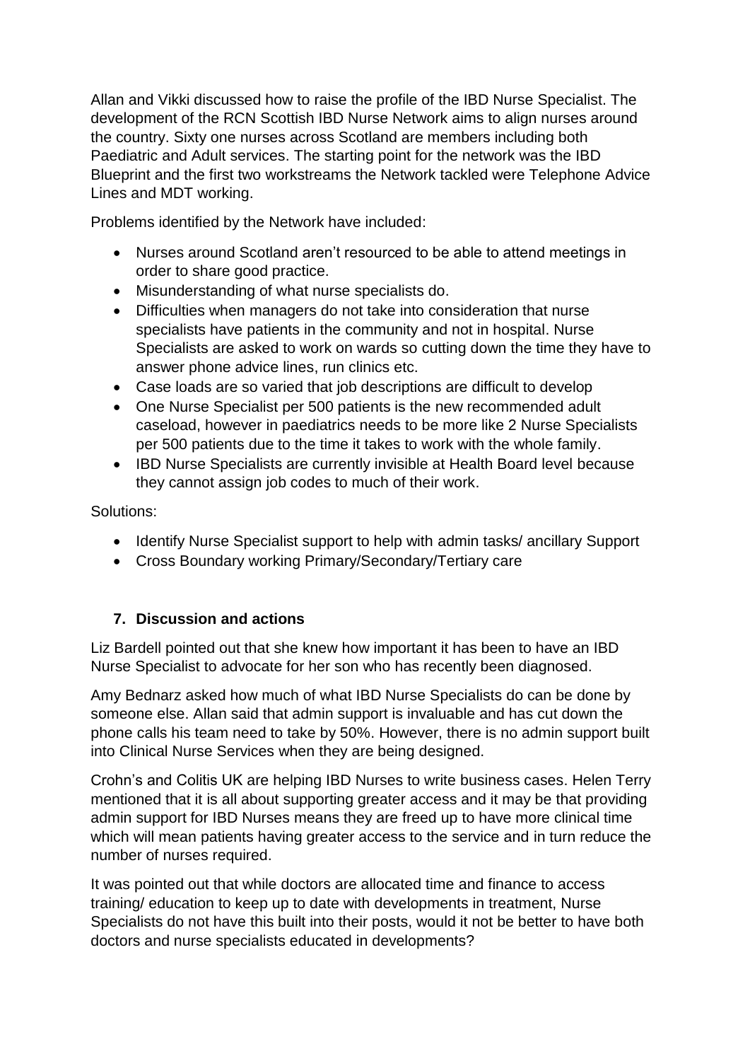Allan and Vikki discussed how to raise the profile of the IBD Nurse Specialist. The development of the RCN Scottish IBD Nurse Network aims to align nurses around the country. Sixty one nurses across Scotland are members including both Paediatric and Adult services. The starting point for the network was the IBD Blueprint and the first two workstreams the Network tackled were Telephone Advice Lines and MDT working.

Problems identified by the Network have included:

- Nurses around Scotland aren't resourced to be able to attend meetings in order to share good practice.
- Misunderstanding of what nurse specialists do.
- Difficulties when managers do not take into consideration that nurse specialists have patients in the community and not in hospital. Nurse Specialists are asked to work on wards so cutting down the time they have to answer phone advice lines, run clinics etc.
- Case loads are so varied that job descriptions are difficult to develop
- One Nurse Specialist per 500 patients is the new recommended adult caseload, however in paediatrics needs to be more like 2 Nurse Specialists per 500 patients due to the time it takes to work with the whole family.
- IBD Nurse Specialists are currently invisible at Health Board level because they cannot assign job codes to much of their work.

Solutions:

- Identify Nurse Specialist support to help with admin tasks/ ancillary Support
- Cross Boundary working Primary/Secondary/Tertiary care

## 7. Discussion and actions

Liz Bardell pointed out that she knew how important it has been to have an IBD Nurse Specialist to advocate for her son who has recently been diagnosed.

Amy Bednarz asked how much of what IBD Nurse Specialists do can be done by someone else. Allan said that admin support is invaluable and has cut down the phone calls his team need to take by 50%. However, there is no admin support built into Clinical Nurse Services when they are being designed.

Crohn's and Colitis UK are helping IBD Nurses to write business cases. Helen Terry mentioned that it is all about supporting greater access and it may be that providing admin support for IBD Nurses means they are freed up to have more clinical time which will mean patients having greater access to the service and in turn reduce the number of nurses required.

It was pointed out that while doctors are allocated time and finance to access training/ education to keep up to date with developments in treatment, Nurse Specialists do not have this built into their posts, would it not be better to have both doctors and nurse specialists educated in developments?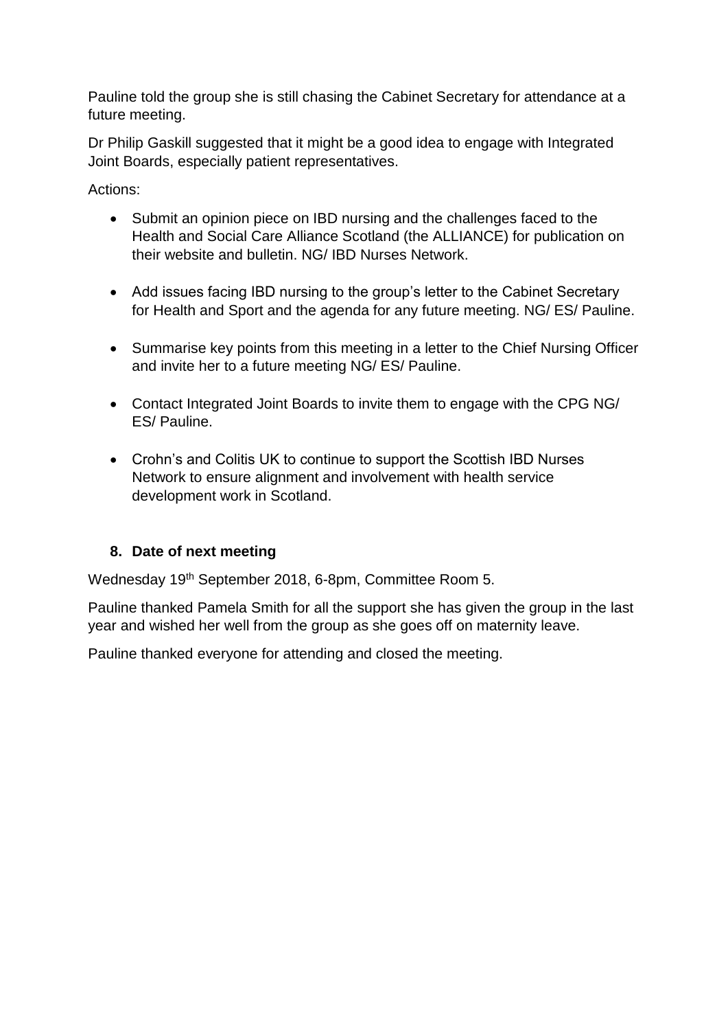Pauline told the group she is still chasing the Cabinet Secretary for attendance at a future meeting.

Dr Philip Gaskill suggested that it might be a good idea to engage with Integrated Joint Boards, especially patient representatives.

Actions:

- Submit an opinion piece on IBD nursing and the challenges faced to the Health and Social Care Alliance Scotland (the ALLIANCE) for publication on their website and bulletin. NG/ IBD Nurses Network.

- Add issues facing IBD nursing to the group's letter to the Cabinet Secretary for Health and Sport and the agenda for any future meeting. NG/ ES/ Pauline.

- Summarise key points from this meeting in a letter to the Chief Nursing Officer and invite her to a future meeting NG/ ES/ Pauline.

- Contact Integrated Joint Boards to invite them to engage with the CPG NG/ ES/ Pauline.

- Crohn's and Colitis UK to continue to support the Scottish IBD Nurses Network to ensure alignment and involvement with health service development work in Scotland.

### 8. Date of next meeting

Wednesday 19th September 2018, 6-8pm, Committee Room 5.

Pauline thanked Pamela Smith for all the support she has given the group in the last year and wished her well from the group as she goes off on maternity leave.

Pauline thanked everyone for attending and closed the meeting.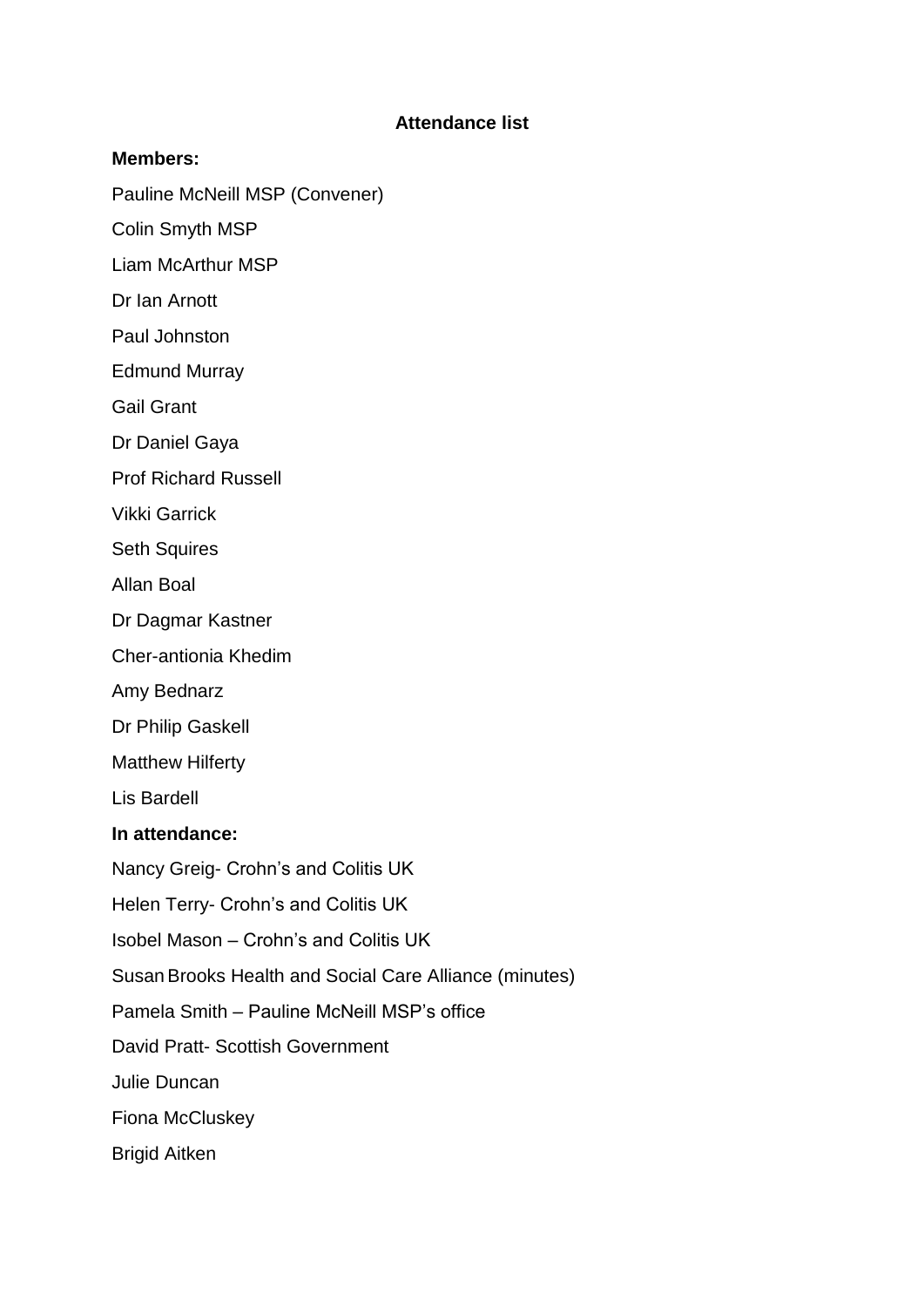**Attendance list**

**Members:**

Pauline McNeill MSP (Convener)

Colin Smyth MSP

Liam McArthur MSP

Dr Ian Arnott

Paul Johnston

Edmund Murray

Gail Grant

Dr Daniel Gaya

Prof Richard Russell

Vikki Garrick

Seth Squires

Allan Boal

Dr Dagmar Kastner

Cher-antionia Khedim

Amy Bednarz

Dr Philip Gaskell

Matthew Hilferty

Lis Bardell

**In attendance:**

Nancy Greig- Crohn's and Colitis UK

Helen Terry- Crohn's and Colitis UK

Isobel Mason – Crohn's and Colitis UK

Susan Brooks Health and Social Care Alliance (minutes)

Pamela Smith – Pauline McNeill MSP's office

David Pratt- Scottish Government

Julie Duncan

Fiona McCluskey

Brigid Aitken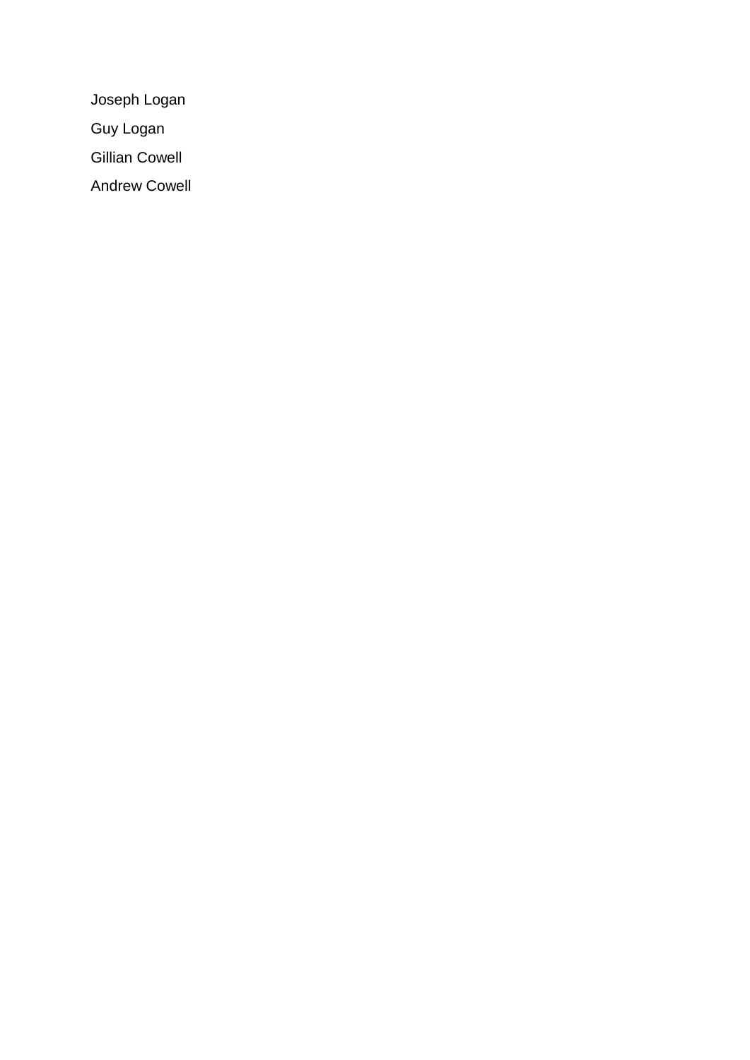Joseph Logan

Guy Logan

Gillian Cowell

Andrew Cowell